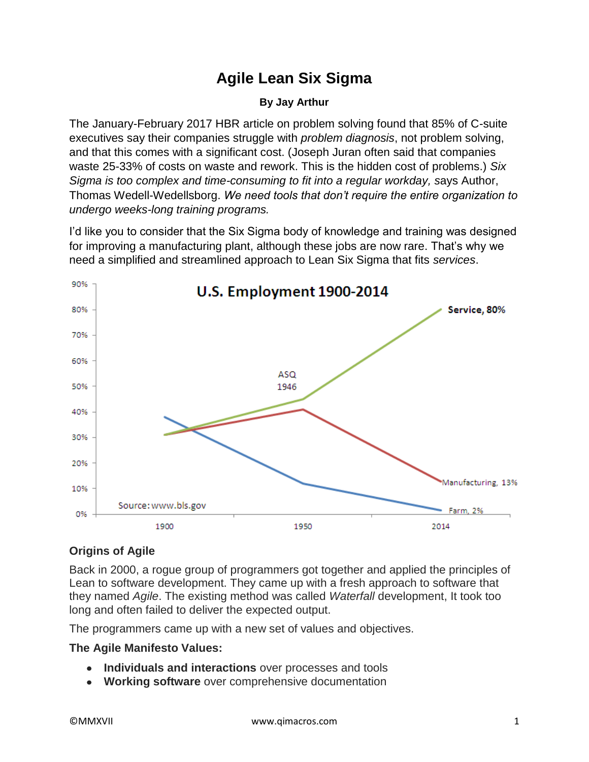# Agile Lean Six Sigma

**By Jay Arthur**

The January-February 2017 HBR article on problem solving found that 85% of C-suite executives say their companies struggle with *problem diagnosis*, not problem solving, and that this comes with a significant cost. (Joseph Juran often said that companies waste 25-33% of costs on waste and rework. This is the hidden cost of problems.) *Six Sigma is too complex and time-consuming to fit into a regular workday,* says Author, Thomas Wedell-Wedellsborg. *We need tools that don't require the entire organization to undergo weeks-long training programs.*

I'd like you to consider that the Six Sigma body of knowledge and training was designed for improving a manufacturing plant, although these jobs are now rare. That's why we need a simplified and streamlined approach to Lean Six Sigma that fits *services*.

**U.S. Employment 1900-2014**

Service, 80% | ASQ 1946 | Manufacturing, 13% | Farm, 2% | Source: www.bls.gov

## Origins of Agile

Back in 2000, a rogue group of programmers got together and applied the principles of Lean to software development. They came up with a fresh approach to software that they named *Agile*. The existing method was called *Waterfall* development, It took too long and often failed to deliver the expected output.

The programmers came up with a new set of values and objectives.

**The Agile Manifesto Values:**

- **Individuals and interactions** over processes and tools
- **Working software** over comprehensive documentation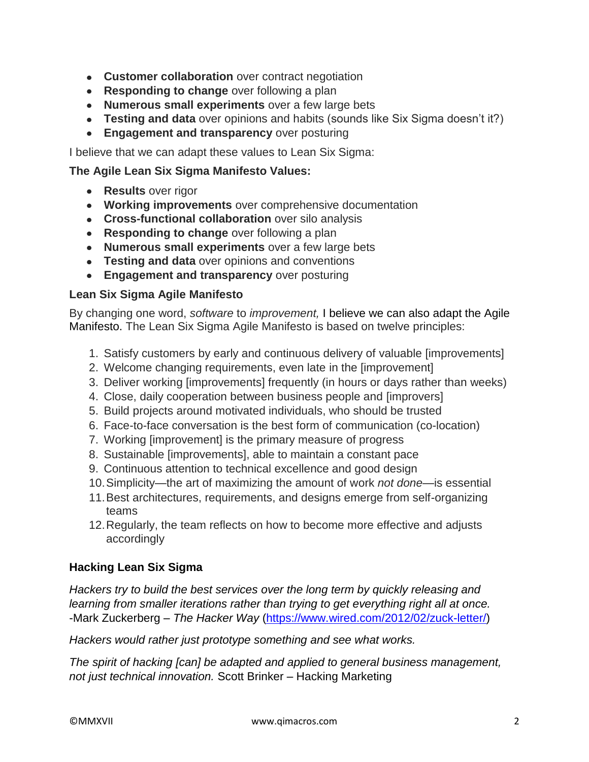- **Customer collaboration** over contract negotiation
- **Responding to change** over following a plan
- **Numerous small experiments** over a few large bets
- **Testing and data** over opinions and habits (sounds like Six Sigma doesn't it?)
- **Engagement and transparency** over posturing

I believe that we can adapt these values to Lean Six Sigma:

**The Agile Lean Six Sigma Manifesto Values:**

- **Results** over rigor
- **Working improvements** over comprehensive documentation
- **Cross-functional collaboration** over silo analysis
- **Responding to change** over following a plan
- **Numerous small experiments** over a few large bets
- **Testing and data** over opinions and conventions
- **Engagement and transparency** over posturing

### Lean Six Sigma Agile Manifesto

By changing one word, *software* to *improvement,* I believe we can also adapt the Agile Manifesto. The Lean Six Sigma Agile Manifesto is based on twelve principles:

1. Satisfy customers by early and continuous delivery of valuable [improvements]
2. Welcome changing requirements, even late in the [improvement]
3. Deliver working [improvements] frequently (in hours or days rather than weeks)
4. Close, daily cooperation between business people and [improvers]
5. Build projects around motivated individuals, who should be trusted
6. Face-to-face conversation is the best form of communication (co-location)
7. Working [improvement] is the primary measure of progress
8. Sustainable [improvements], able to maintain a constant pace
9. Continuous attention to technical excellence and good design
10. Simplicity—the art of maximizing the amount of work *not done*—is essential
11. Best architectures, requirements, and designs emerge from self-organizing teams
12. Regularly, the team reflects on how to become more effective and adjusts accordingly

### Hacking Lean Six Sigma

*Hackers try to build the best services over the long term by quickly releasing and learning from smaller iterations rather than trying to get everything right all at once.* -Mark Zuckerberg – *The Hacker Way* (https://www.wired.com/2012/02/zuck-letter/)

*Hackers would rather just prototype something and see what works.*

*The spirit of hacking [can] be adapted and applied to general business management, not just technical innovation.* Scott Brinker – Hacking Marketing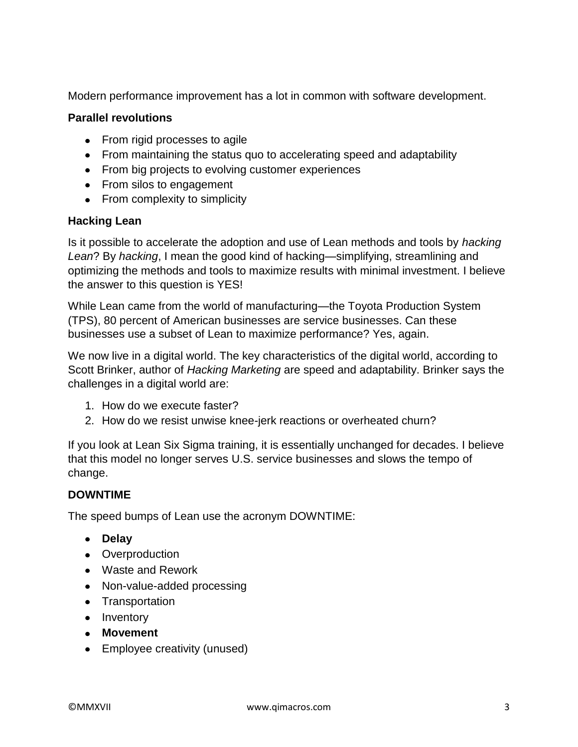Modern performance improvement has a lot in common with software development.

**Parallel revolutions**

- From rigid processes to agile
- From maintaining the status quo to accelerating speed and adaptability
- From big projects to evolving customer experiences
- From silos to engagement
- From complexity to simplicity

**Hacking Lean**

Is it possible to accelerate the adoption and use of Lean methods and tools by *hacking Lean*? By *hacking*, I mean the good kind of hacking—simplifying, streamlining and optimizing the methods and tools to maximize results with minimal investment. I believe the answer to this question is YES!

While Lean came from the world of manufacturing—the Toyota Production System (TPS), 80 percent of American businesses are service businesses. Can these businesses use a subset of Lean to maximize performance? Yes, again.

We now live in a digital world. The key characteristics of the digital world, according to Scott Brinker, author of *Hacking Marketing* are speed and adaptability. Brinker says the challenges in a digital world are:

1. How do we execute faster?
2. How do we resist unwise knee-jerk reactions or overheated churn?

If you look at Lean Six Sigma training, it is essentially unchanged for decades. I believe that this model no longer serves U.S. service businesses and slows the tempo of change.

**DOWNTIME**

The speed bumps of Lean use the acronym DOWNTIME:

- **Delay**
- Overproduction
- Waste and Rework
- Non-value-added processing
- Transportation
- Inventory
- **Movement**
- Employee creativity (unused)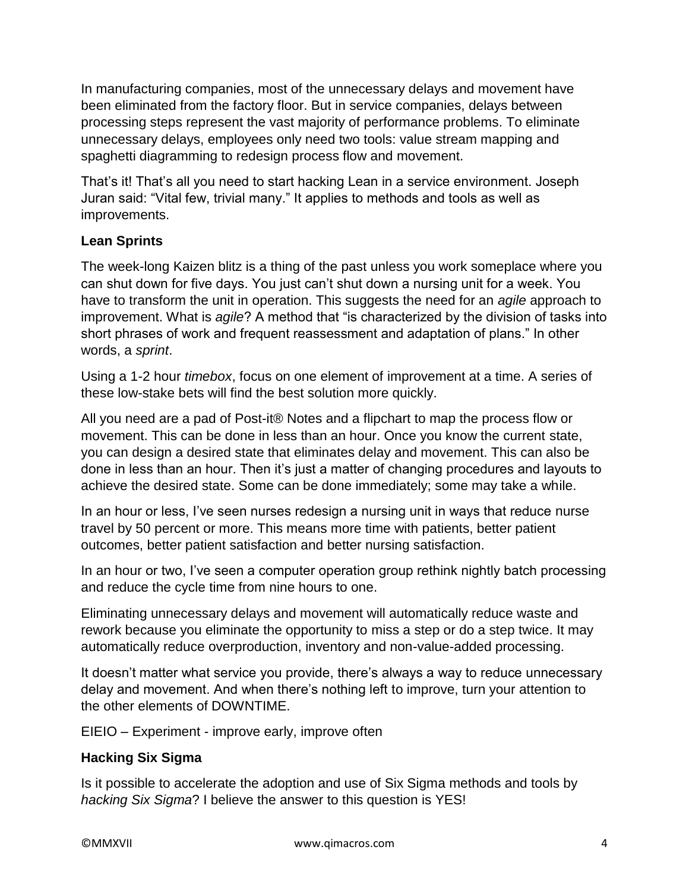In manufacturing companies, most of the unnecessary delays and movement have been eliminated from the factory floor. But in service companies, delays between processing steps represent the vast majority of performance problems. To eliminate unnecessary delays, employees only need two tools: value stream mapping and spaghetti diagramming to redesign process flow and movement.

That's it! That's all you need to start hacking Lean in a service environment. Joseph Juran said: "Vital few, trivial many." It applies to methods and tools as well as improvements.

**Lean Sprints**

The week-long Kaizen blitz is a thing of the past unless you work someplace where you can shut down for five days. You just can't shut down a nursing unit for a week. You have to transform the unit in operation. This suggests the need for an *agile* approach to improvement. What is *agile*? A method that "is characterized by the division of tasks into short phrases of work and frequent reassessment and adaptation of plans." In other words, a *sprint*.

Using a 1-2 hour *timebox*, focus on one element of improvement at a time. A series of these low-stake bets will find the best solution more quickly.

All you need are a pad of Post-it® Notes and a flipchart to map the process flow or movement. This can be done in less than an hour. Once you know the current state, you can design a desired state that eliminates delay and movement. This can also be done in less than an hour. Then it's just a matter of changing procedures and layouts to achieve the desired state. Some can be done immediately; some may take a while.

In an hour or less, I've seen nurses redesign a nursing unit in ways that reduce nurse travel by 50 percent or more. This means more time with patients, better patient outcomes, better patient satisfaction and better nursing satisfaction.

In an hour or two, I've seen a computer operation group rethink nightly batch processing and reduce the cycle time from nine hours to one.

Eliminating unnecessary delays and movement will automatically reduce waste and rework because you eliminate the opportunity to miss a step or do a step twice. It may automatically reduce overproduction, inventory and non-value-added processing.

It doesn't matter what service you provide, there's always a way to reduce unnecessary delay and movement. And when there's nothing left to improve, turn your attention to the other elements of DOWNTIME.

EIEIO – Experiment - improve early, improve often

**Hacking Six Sigma**

Is it possible to accelerate the adoption and use of Six Sigma methods and tools by *hacking Six Sigma*? I believe the answer to this question is YES!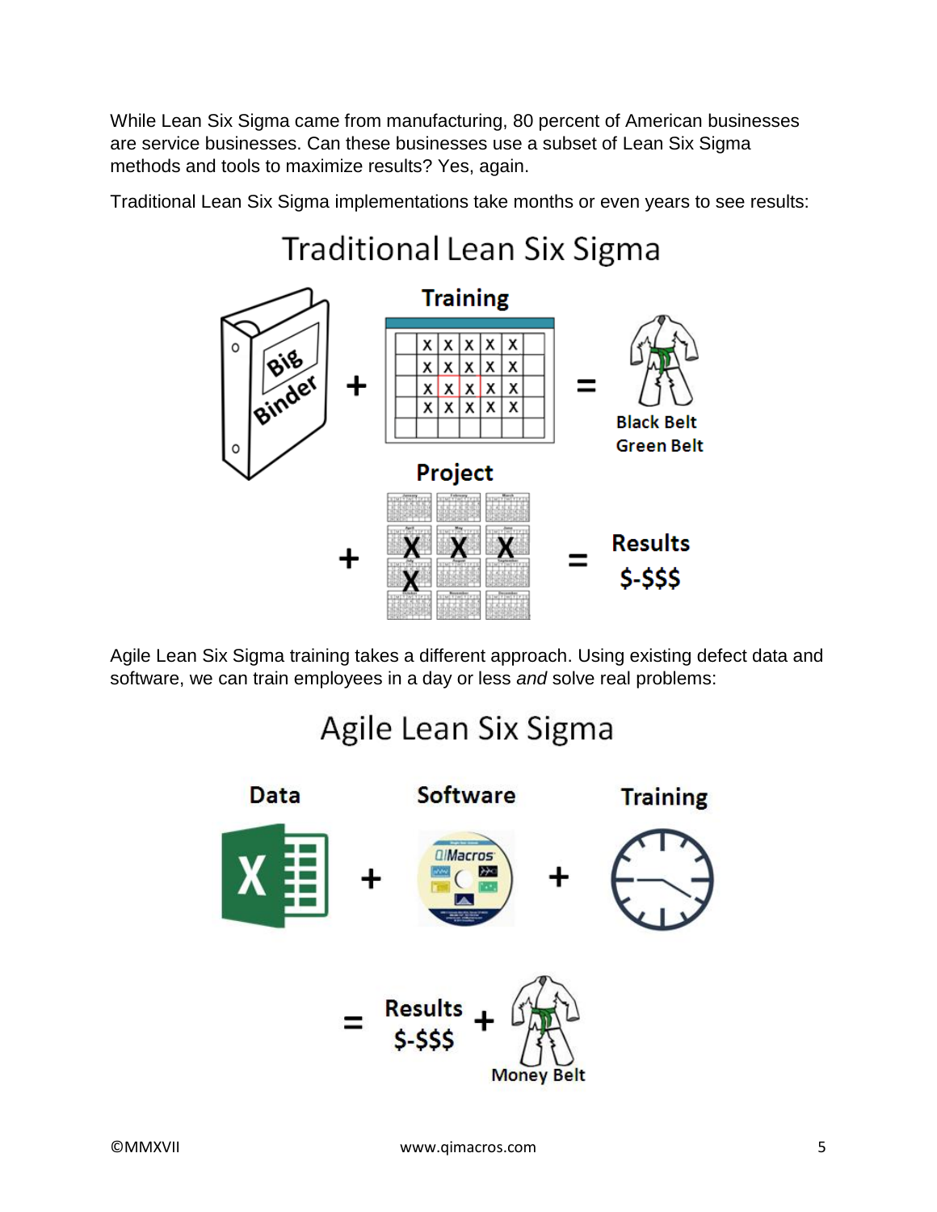While Lean Six Sigma came from manufacturing, 80 percent of American businesses are service businesses. Can these businesses use a subset of Lean Six Sigma methods and tools to maximize results? Yes, again.

Traditional Lean Six Sigma implementations take months or even years to see results:

## Traditional Lean Six Sigma

Big Binder + Training = Black Belt Green Belt

+ Project = Results $-$$$

Agile Lean Six Sigma training takes a different approach. Using existing defect data and software, we can train employees in a day or less *and* solve real problems:

## Agile Lean Six Sigma

Data + Software + Training

= Results $-$$$ + Money Belt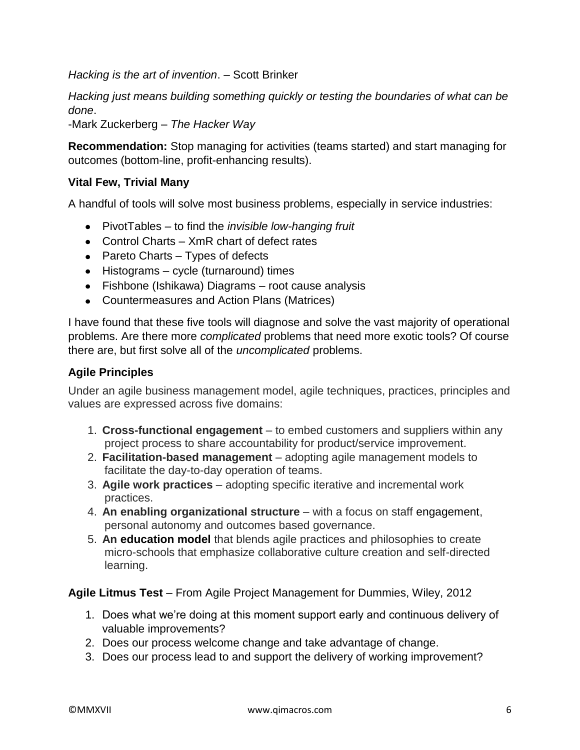*Hacking is the art of invention*. – Scott Brinker

*Hacking just means building something quickly or testing the boundaries of what can be done*.
-Mark Zuckerberg – *The Hacker Way*

**Recommendation:** Stop managing for activities (teams started) and start managing for outcomes (bottom-line, profit-enhancing results).

### Vital Few, Trivial Many

A handful of tools will solve most business problems, especially in service industries:

- PivotTables – to find the *invisible low-hanging fruit*
- Control Charts – XmR chart of defect rates
- Pareto Charts – Types of defects
- Histograms – cycle (turnaround) times
- Fishbone (Ishikawa) Diagrams – root cause analysis
- Countermeasures and Action Plans (Matrices)

I have found that these five tools will diagnose and solve the vast majority of operational problems. Are there more *complicated* problems that need more exotic tools? Of course there are, but first solve all of the *uncomplicated* problems.

### Agile Principles

Under an agile business management model, agile techniques, practices, principles and values are expressed across five domains:

1. **Cross-functional engagement** – to embed customers and suppliers within any project process to share accountability for product/service improvement.
2. **Facilitation-based management** – adopting agile management models to facilitate the day-to-day operation of teams.
3. **Agile work practices** – adopting specific iterative and incremental work practices.
4. **An enabling organizational structure** – with a focus on staff engagement, personal autonomy and outcomes based governance.
5. **An education model** that blends agile practices and philosophies to create micro-schools that emphasize collaborative culture creation and self-directed learning.

**Agile Litmus Test** – From Agile Project Management for Dummies, Wiley, 2012

1. Does what we're doing at this moment support early and continuous delivery of valuable improvements?
2. Does our process welcome change and take advantage of change.
3. Does our process lead to and support the delivery of working improvement?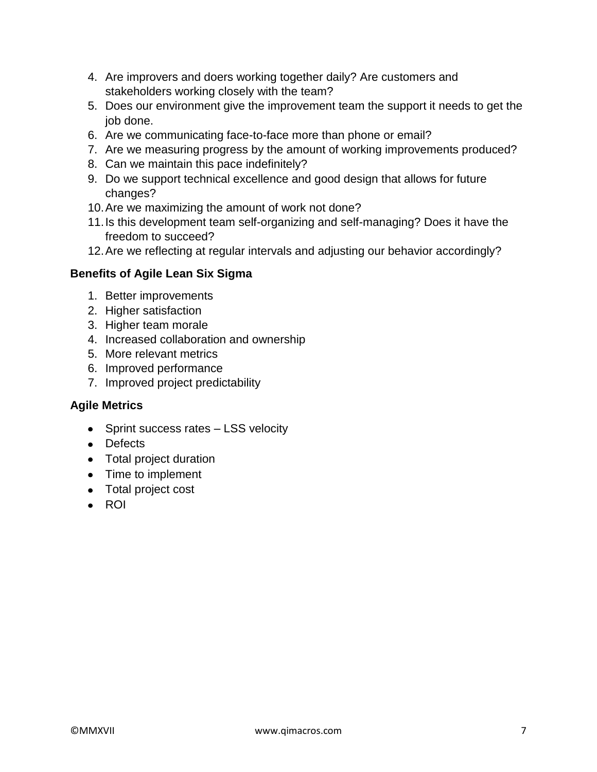4. Are improvers and doers working together daily? Are customers and stakeholders working closely with the team?
5. Does our environment give the improvement team the support it needs to get the job done.
6. Are we communicating face-to-face more than phone or email?
7. Are we measuring progress by the amount of working improvements produced?
8. Can we maintain this pace indefinitely?
9. Do we support technical excellence and good design that allows for future changes?
10. Are we maximizing the amount of work not done?
11. Is this development team self-organizing and self-managing? Does it have the freedom to succeed?
12. Are we reflecting at regular intervals and adjusting our behavior accordingly?

### Benefits of Agile Lean Six Sigma

1. Better improvements
2. Higher satisfaction
3. Higher team morale
4. Increased collaboration and ownership
5. More relevant metrics
6. Improved performance
7. Improved project predictability

### Agile Metrics

- Sprint success rates – LSS velocity
- Defects
- Total project duration
- Time to implement
- Total project cost
- ROI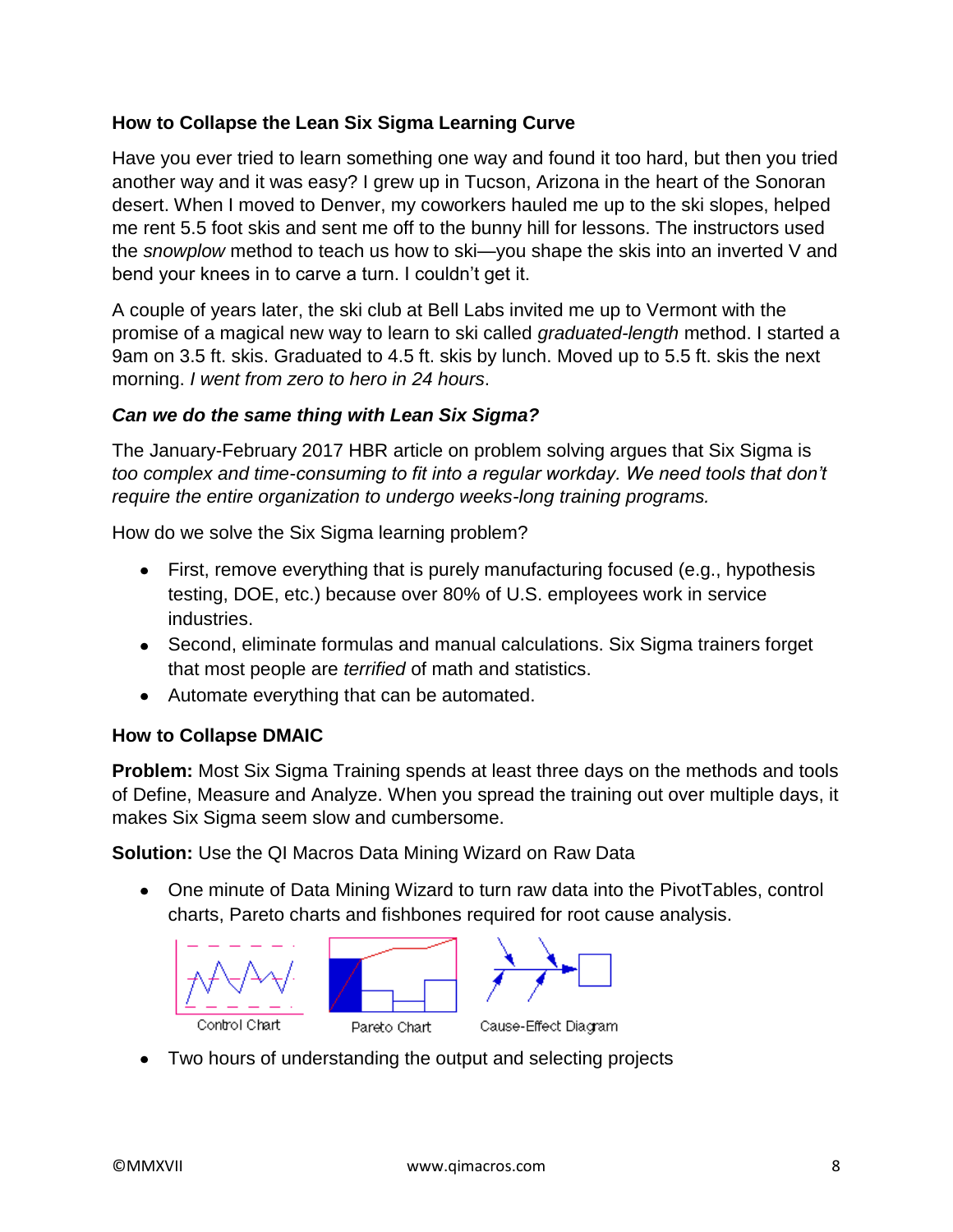**How to Collapse the Lean Six Sigma Learning Curve**

Have you ever tried to learn something one way and found it too hard, but then you tried another way and it was easy? I grew up in Tucson, Arizona in the heart of the Sonoran desert. When I moved to Denver, my coworkers hauled me up to the ski slopes, helped me rent 5.5 foot skis and sent me off to the bunny hill for lessons. The instructors used the *snowplow* method to teach us how to ski—you shape the skis into an inverted V and bend your knees in to carve a turn. I couldn't get it.

A couple of years later, the ski club at Bell Labs invited me up to Vermont with the promise of a magical new way to learn to ski called *graduated-length* method. I started a 9am on 3.5 ft. skis. Graduated to 4.5 ft. skis by lunch. Moved up to 5.5 ft. skis the next morning. *I went from zero to hero in 24 hours*.

***Can we do the same thing with Lean Six Sigma?***

The January-February 2017 HBR article on problem solving argues that Six Sigma is *too complex and time-consuming to fit into a regular workday. We need tools that don't require the entire organization to undergo weeks-long training programs.*

How do we solve the Six Sigma learning problem?

- First, remove everything that is purely manufacturing focused (e.g., hypothesis testing, DOE, etc.) because over 80% of U.S. employees work in service industries.
- Second, eliminate formulas and manual calculations. Six Sigma trainers forget that most people are *terrified* of math and statistics.
- Automate everything that can be automated.

**How to Collapse DMAIC**

**Problem:** Most Six Sigma Training spends at least three days on the methods and tools of Define, Measure and Analyze. When you spread the training out over multiple days, it makes Six Sigma seem slow and cumbersome.

**Solution:** Use the QI Macros Data Mining Wizard on Raw Data

- One minute of Data Mining Wizard to turn raw data into the PivotTables, control charts, Pareto charts and fishbones required for root cause analysis.

Control Chart    Pareto Chart    Cause-Effect Diagram

- Two hours of understanding the output and selecting projects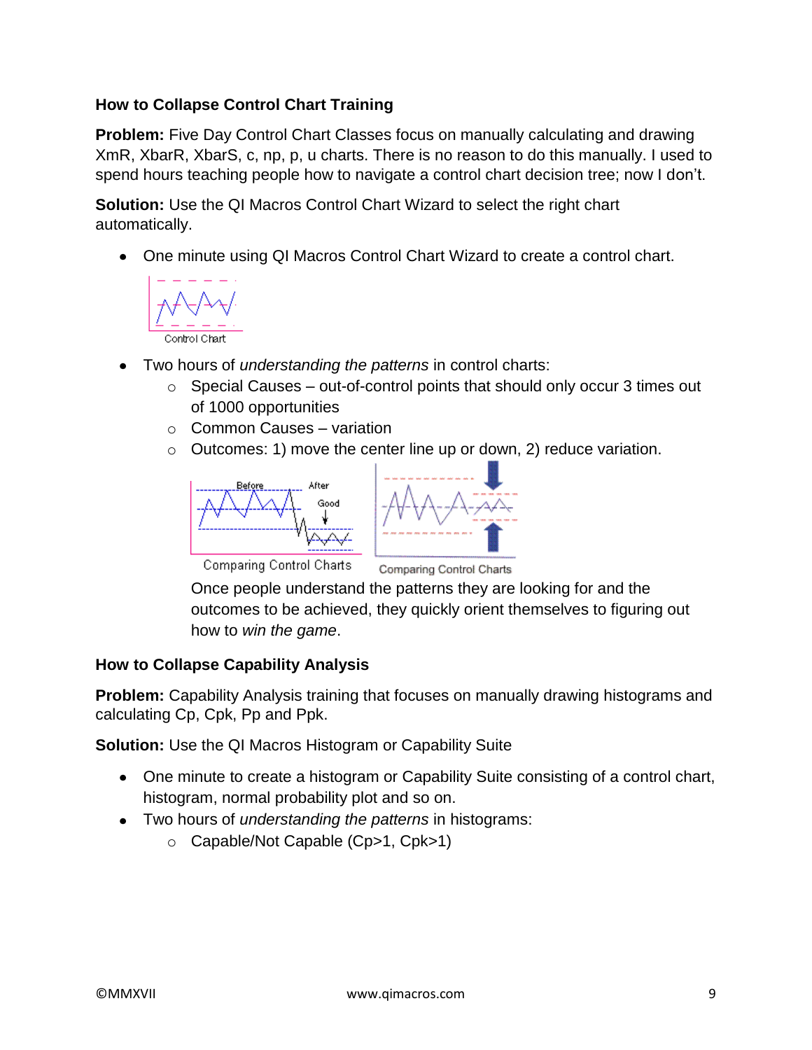### How to Collapse Control Chart Training

**Problem:** Five Day Control Chart Classes focus on manually calculating and drawing XmR, XbarR, XbarS, c, np, p, u charts. There is no reason to do this manually. I used to spend hours teaching people how to navigate a control chart decision tree; now I don't.

**Solution:** Use the QI Macros Control Chart Wizard to select the right chart automatically.

- One minute using QI Macros Control Chart Wizard to create a control chart.

  Control Chart

- Two hours of *understanding the patterns* in control charts:
  - Special Causes – out-of-control points that should only occur 3 times out of 1000 opportunities
  - Common Causes – variation
  - Outcomes: 1) move the center line up or down, 2) reduce variation.

  Comparing Control Charts    Comparing Control Charts

  Once people understand the patterns they are looking for and the outcomes to be achieved, they quickly orient themselves to figuring out how to *win the game*.

### How to Collapse Capability Analysis

**Problem:** Capability Analysis training that focuses on manually drawing histograms and calculating Cp, Cpk, Pp and Ppk.

**Solution:** Use the QI Macros Histogram or Capability Suite

- One minute to create a histogram or Capability Suite consisting of a control chart, histogram, normal probability plot and so on.
- Two hours of *understanding the patterns* in histograms:
  - Capable/Not Capable ($Cp>1$, $Cpk>1$)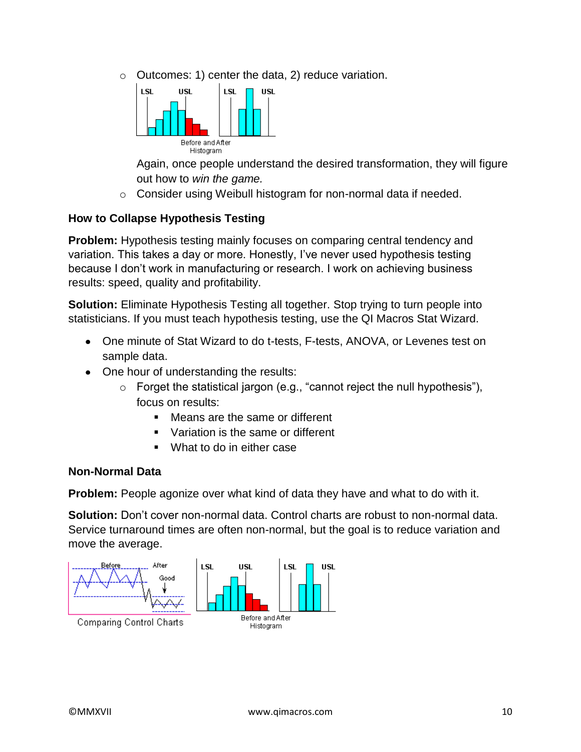- Outcomes: 1) center the data, 2) reduce variation.

  Before and After Histogram

  Again, once people understand the desired transformation, they will figure out how to *win the game.*
- Consider using Weibull histogram for non-normal data if needed.

### How to Collapse Hypothesis Testing

**Problem:** Hypothesis testing mainly focuses on comparing central tendency and variation. This takes a day or more. Honestly, I've never used hypothesis testing because I don't work in manufacturing or research. I work on achieving business results: speed, quality and profitability.

**Solution:** Eliminate Hypothesis Testing all together. Stop trying to turn people into statisticians. If you must teach hypothesis testing, use the QI Macros Stat Wizard.

- One minute of Stat Wizard to do t-tests, F-tests, ANOVA, or Levenes test on sample data.
- One hour of understanding the results:
  - Forget the statistical jargon (e.g., "cannot reject the null hypothesis"), focus on results:
    - Means are the same or different
    - Variation is the same or different
    - What to do in either case

### Non-Normal Data

**Problem:** People agonize over what kind of data they have and what to do with it.

**Solution:** Don't cover non-normal data. Control charts are robust to non-normal data. Service turnaround times are often non-normal, but the goal is to reduce variation and move the average.

Comparing Control Charts

Before and After Histogram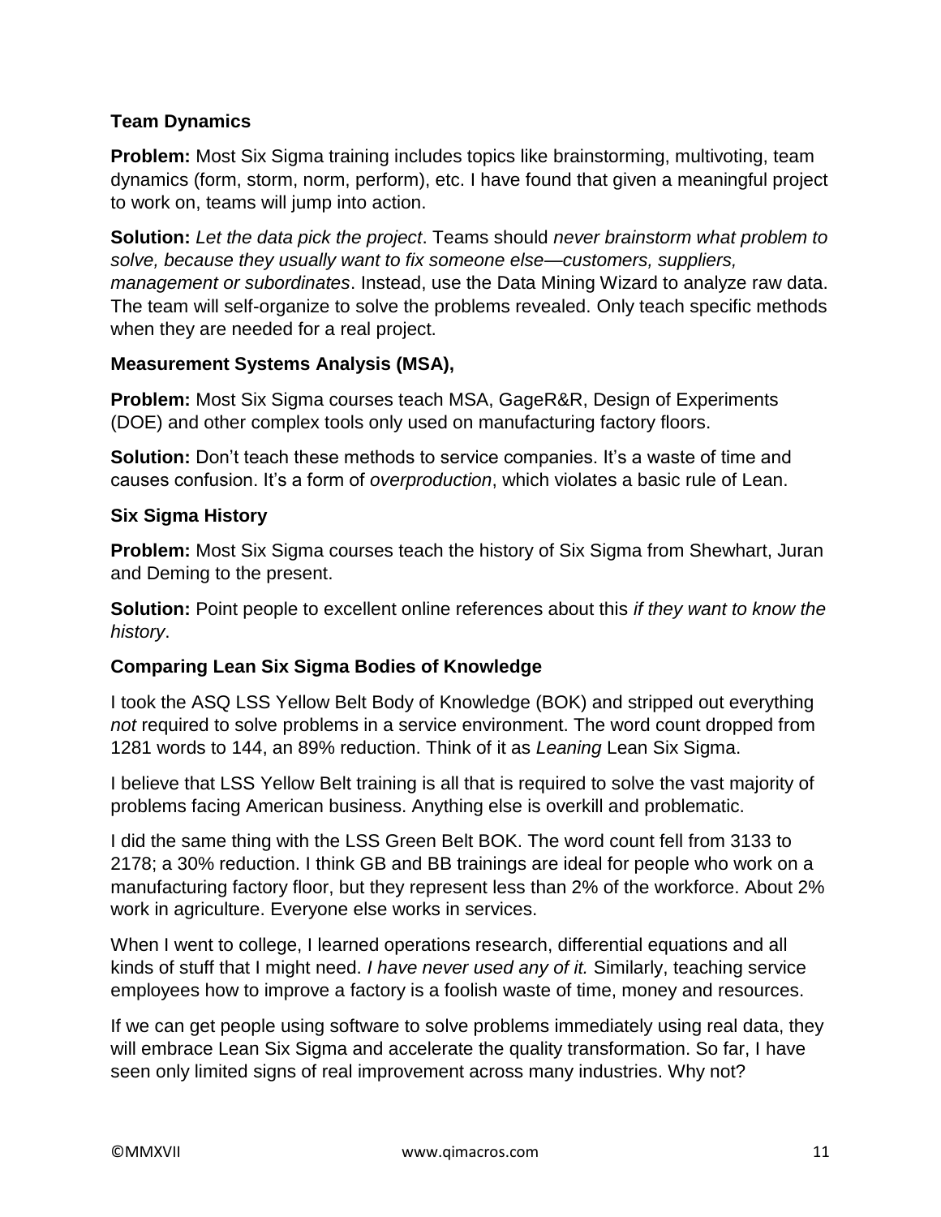**Team Dynamics**

**Problem:** Most Six Sigma training includes topics like brainstorming, multivoting, team dynamics (form, storm, norm, perform), etc. I have found that given a meaningful project to work on, teams will jump into action.

**Solution:** *Let the data pick the project*. Teams should *never brainstorm what problem to solve, because they usually want to fix someone else—customers, suppliers, management or subordinates*. Instead, use the Data Mining Wizard to analyze raw data. The team will self-organize to solve the problems revealed. Only teach specific methods when they are needed for a real project.

**Measurement Systems Analysis (MSA),**

**Problem:** Most Six Sigma courses teach MSA, GageR&R, Design of Experiments (DOE) and other complex tools only used on manufacturing factory floors.

**Solution:** Don't teach these methods to service companies. It's a waste of time and causes confusion. It's a form of *overproduction*, which violates a basic rule of Lean.

**Six Sigma History**

**Problem:** Most Six Sigma courses teach the history of Six Sigma from Shewhart, Juran and Deming to the present.

**Solution:** Point people to excellent online references about this *if they want to know the history*.

**Comparing Lean Six Sigma Bodies of Knowledge**

I took the ASQ LSS Yellow Belt Body of Knowledge (BOK) and stripped out everything *not* required to solve problems in a service environment. The word count dropped from 1281 words to 144, an 89% reduction. Think of it as *Leaning* Lean Six Sigma.

I believe that LSS Yellow Belt training is all that is required to solve the vast majority of problems facing American business. Anything else is overkill and problematic.

I did the same thing with the LSS Green Belt BOK. The word count fell from 3133 to 2178; a 30% reduction. I think GB and BB trainings are ideal for people who work on a manufacturing factory floor, but they represent less than 2% of the workforce. About 2% work in agriculture. Everyone else works in services.

When I went to college, I learned operations research, differential equations and all kinds of stuff that I might need. *I have never used any of it.* Similarly, teaching service employees how to improve a factory is a foolish waste of time, money and resources.

If we can get people using software to solve problems immediately using real data, they will embrace Lean Six Sigma and accelerate the quality transformation. So far, I have seen only limited signs of real improvement across many industries. Why not?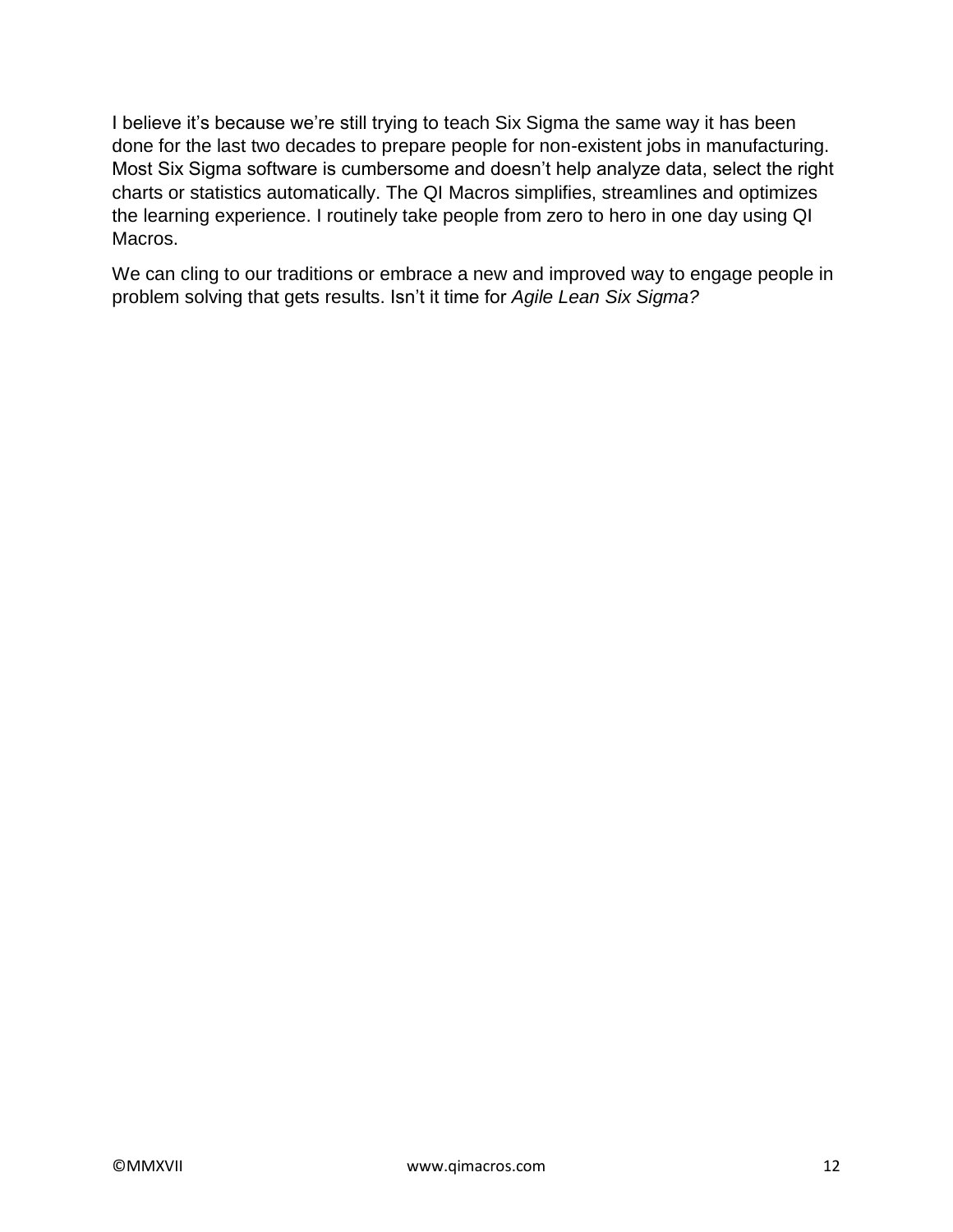I believe it's because we're still trying to teach Six Sigma the same way it has been done for the last two decades to prepare people for non-existent jobs in manufacturing. Most Six Sigma software is cumbersome and doesn't help analyze data, select the right charts or statistics automatically. The QI Macros simplifies, streamlines and optimizes the learning experience. I routinely take people from zero to hero in one day using QI Macros.

We can cling to our traditions or embrace a new and improved way to engage people in problem solving that gets results. Isn't it time for *Agile Lean Six Sigma?*